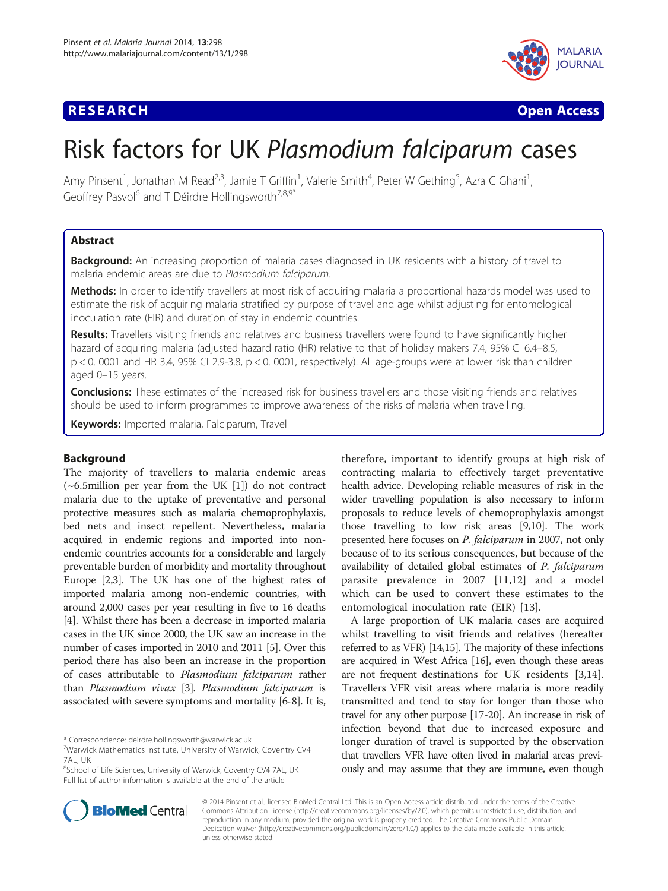**RESEARCH** **Open Access**

# Risk factors for UK *Plasmodium falciparum* cases

Amy Pinsent[1], Jonathan M Read[2,3], Jamie T Griffin[1], Valerie Smith[4], Peter W Gething[5], Azra C Ghani[1], Geoffrey Pasvol[6] and T Déirdre Hollingsworth[7,8,9*]

## Abstract

**Background:** An increasing proportion of malaria cases diagnosed in UK residents with a history of travel to malaria endemic areas are due to *Plasmodium falciparum*.

**Methods:** In order to identify travellers at most risk of acquiring malaria a proportional hazards model was used to estimate the risk of acquiring malaria stratified by purpose of travel and age whilst adjusting for entomological inoculation rate (EIR) and duration of stay in endemic countries.

**Results:** Travellers visiting friends and relatives and business travellers were found to have significantly higher hazard of acquiring malaria (adjusted hazard ratio (HR) relative to that of holiday makers 7.4, 95% CI 6.4–8.5, $p < 0.0001$ and HR 3.4, 95% CI 2.9-3.8, $p < 0.0001$, respectively). All age-groups were at lower risk than children aged 0–15 years.

**Conclusions:** These estimates of the increased risk for business travellers and those visiting friends and relatives should be used to inform programmes to improve awareness of the risks of malaria when travelling.

**Keywords:** Imported malaria, Falciparum, Travel

## Background

The majority of travellers to malaria endemic areas (~6.5million per year from the UK [1]) do not contract malaria due to the uptake of preventative and personal protective measures such as malaria chemoprophylaxis, bed nets and insect repellent. Nevertheless, malaria acquired in endemic regions and imported into non-endemic countries accounts for a considerable and largely preventable burden of morbidity and mortality throughout Europe [2,3]. The UK has one of the highest rates of imported malaria among non-endemic countries, with around 2,000 cases per year resulting in five to 16 deaths [4]. Whilst there has been a decrease in imported malaria cases in the UK since 2000, the UK saw an increase in the number of cases imported in 2010 and 2011 [5]. Over this period there has also been an increase in the proportion of cases attributable to *Plasmodium falciparum* rather than *Plasmodium vivax* [3]. *Plasmodium falciparum* is associated with severe symptoms and mortality [6-8]. It is, therefore, important to identify groups at high risk of contracting malaria to effectively target preventative health advice. Developing reliable measures of risk in the wider travelling population is also necessary to inform proposals to reduce levels of chemoprophylaxis amongst those travelling to low risk areas [9,10]. The work presented here focuses on *P. falciparum* in 2007, not only because of to its serious consequences, but because of the availability of detailed global estimates of *P. falciparum* parasite prevalence in 2007 [11,12] and a model which can be used to convert these estimates to the entomological inoculation rate (EIR) [13].

A large proportion of UK malaria cases are acquired whilst travelling to visit friends and relatives (hereafter referred to as VFR) [14,15]. The majority of these infections are acquired in West Africa [16], even though these areas are not frequent destinations for UK residents [3,14]. Travellers VFR visit areas where malaria is more readily transmitted and tend to stay for longer than those who travel for any other purpose [17-20]. An increase in risk of infection beyond that due to increased exposure and longer duration of travel is supported by the observation that travellers VFR have often lived in malarial areas previously and may assume that they are immune, even though

\* Correspondence: deirdre.hollingsworth@warwick.ac.uk
[7]Warwick Mathematics Institute, University of Warwick, Coventry CV4 7AL, UK
[8]School of Life Sciences, University of Warwick, Coventry CV4 7AL, UK
Full list of author information is available at the end of the article

© 2014 Pinsent et al.; licensee BioMed Central Ltd. This is an Open Access article distributed under the terms of the Creative Commons Attribution License (http://creativecommons.org/licenses/by/2.0), which permits unrestricted use, distribution, and reproduction in any medium, provided the original work is properly credited. The Creative Commons Public Domain Dedication waiver (http://creativecommons.org/publicdomain/zero/1.0/) applies to the data made available in this article, unless otherwise stated.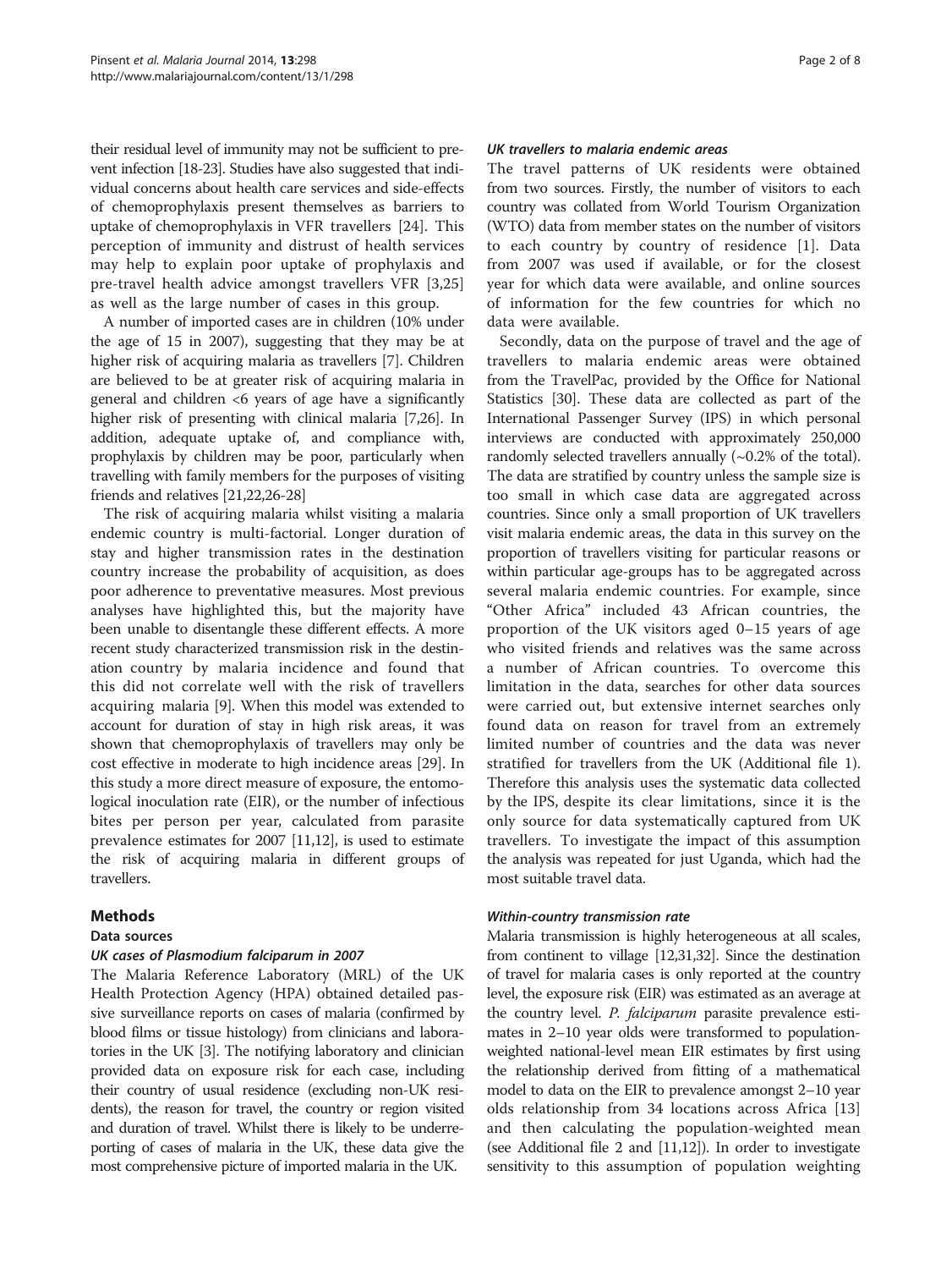their residual level of immunity may not be sufficient to prevent infection [18-23]. Studies have also suggested that individual concerns about health care services and side-effects of chemoprophylaxis present themselves as barriers to uptake of chemoprophylaxis in VFR travellers [24]. This perception of immunity and distrust of health services may help to explain poor uptake of prophylaxis and pre-travel health advice amongst travellers VFR [3,25] as well as the large number of cases in this group.

A number of imported cases are in children (10% under the age of 15 in 2007), suggesting that they may be at higher risk of acquiring malaria as travellers [7]. Children are believed to be at greater risk of acquiring malaria in general and children <6 years of age have a significantly higher risk of presenting with clinical malaria [7,26]. In addition, adequate uptake of, and compliance with, prophylaxis by children may be poor, particularly when travelling with family members for the purposes of visiting friends and relatives [21,22,26-28]

The risk of acquiring malaria whilst visiting a malaria endemic country is multi-factorial. Longer duration of stay and higher transmission rates in the destination country increase the probability of acquisition, as does poor adherence to preventative measures. Most previous analyses have highlighted this, but the majority have been unable to disentangle these different effects. A more recent study characterized transmission risk in the destination country by malaria incidence and found that this did not correlate well with the risk of travellers acquiring malaria [9]. When this model was extended to account for duration of stay in high risk areas, it was shown that chemoprophylaxis of travellers may only be cost effective in moderate to high incidence areas [29]. In this study a more direct measure of exposure, the entomological inoculation rate (EIR), or the number of infectious bites per person per year, calculated from parasite prevalence estimates for 2007 [11,12], is used to estimate the risk of acquiring malaria in different groups of travellers.

## Methods

### Data sources

#### UK cases of *Plasmodium falciparum* in 2007

The Malaria Reference Laboratory (MRL) of the UK Health Protection Agency (HPA) obtained detailed passive surveillance reports on cases of malaria (confirmed by blood films or tissue histology) from clinicians and laboratories in the UK [3]. The notifying laboratory and clinician provided data on exposure risk for each case, including their country of usual residence (excluding non-UK residents), the reason for travel, the country or region visited and duration of travel. Whilst there is likely to be underreporting of cases of malaria in the UK, these data give the most comprehensive picture of imported malaria in the UK.

#### UK travellers to malaria endemic areas

The travel patterns of UK residents were obtained from two sources. Firstly, the number of visitors to each country was collated from World Tourism Organization (WTO) data from member states on the number of visitors to each country by country of residence [1]. Data from 2007 was used if available, or for the closest year for which data were available, and online sources of information for the few countries for which no data were available.

Secondly, data on the purpose of travel and the age of travellers to malaria endemic areas were obtained from the TravelPac, provided by the Office for National Statistics [30]. These data are collected as part of the International Passenger Survey (IPS) in which personal interviews are conducted with approximately 250,000 randomly selected travellers annually (~0.2% of the total). The data are stratified by country unless the sample size is too small in which case data are aggregated across countries. Since only a small proportion of UK travellers visit malaria endemic areas, the data in this survey on the proportion of travellers visiting for particular reasons or within particular age-groups has to be aggregated across several malaria endemic countries. For example, since "Other Africa" included 43 African countries, the proportion of the UK visitors aged 0–15 years of age who visited friends and relatives was the same across a number of African countries. To overcome this limitation in the data, searches for other data sources were carried out, but extensive internet searches only found data on reason for travel from an extremely limited number of countries and the data was never stratified for travellers from the UK (Additional file 1). Therefore this analysis uses the systematic data collected by the IPS, despite its clear limitations, since it is the only source for data systematically captured from UK travellers. To investigate the impact of this assumption the analysis was repeated for just Uganda, which had the most suitable travel data.

#### Within-country transmission rate

Malaria transmission is highly heterogeneous at all scales, from continent to village [12,31,32]. Since the destination of travel for malaria cases is only reported at the country level, the exposure risk (EIR) was estimated as an average at the country level. *P. falciparum* parasite prevalence estimates in 2–10 year olds were transformed to population-weighted national-level mean EIR estimates by first using the relationship derived from fitting of a mathematical model to data on the EIR to prevalence amongst 2–10 year olds relationship from 34 locations across Africa [13] and then calculating the population-weighted mean (see Additional file 2 and [11,12]). In order to investigate sensitivity to this assumption of population weighting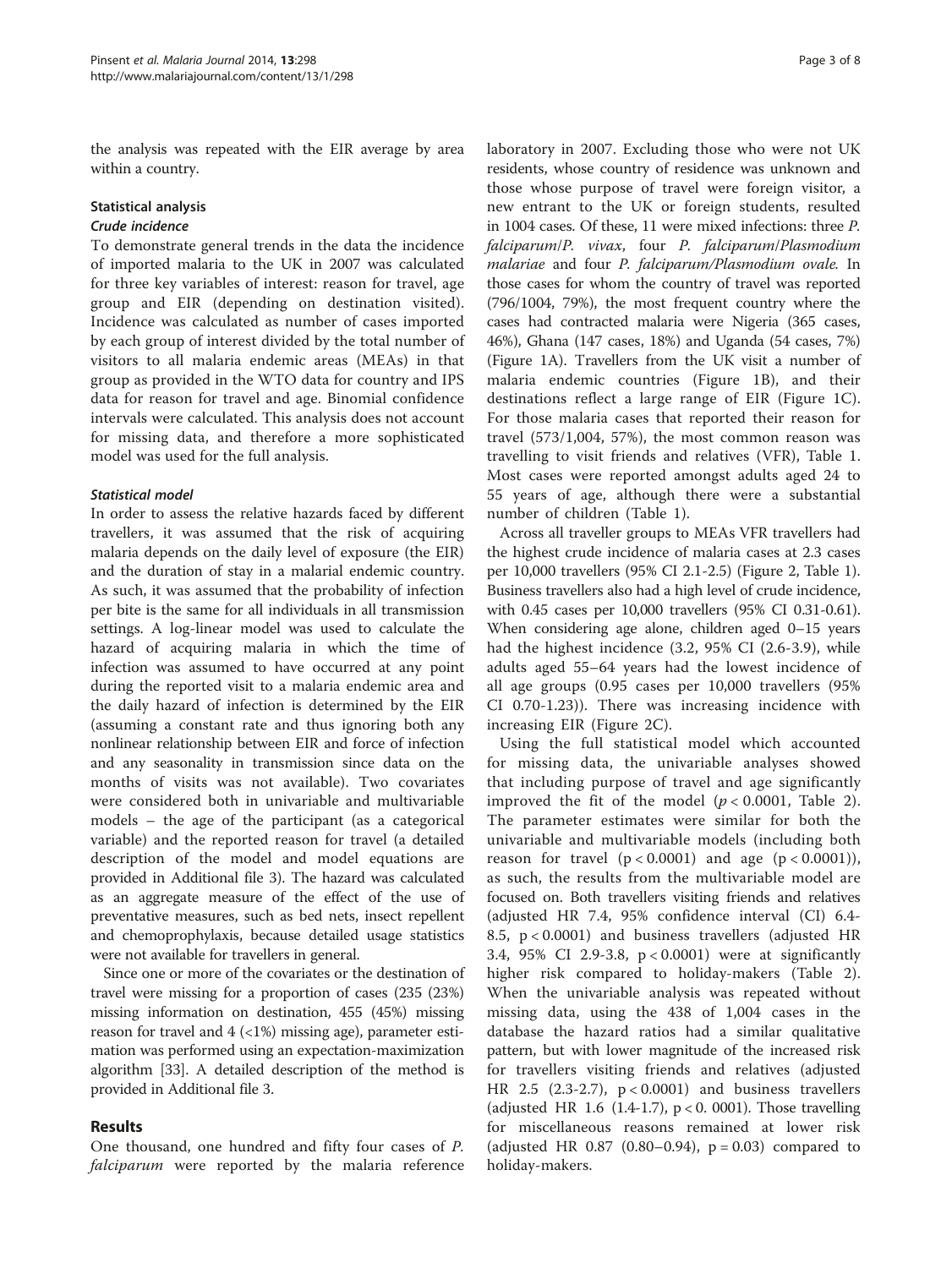the analysis was repeated with the EIR average by area within a country.

### Statistical analysis

#### *Crude incidence*

To demonstrate general trends in the data the incidence of imported malaria to the UK in 2007 was calculated for three key variables of interest: reason for travel, age group and EIR (depending on destination visited). Incidence was calculated as number of cases imported by each group of interest divided by the total number of visitors to all malaria endemic areas (MEAs) in that group as provided in the WTO data for country and IPS data for reason for travel and age. Binomial confidence intervals were calculated. This analysis does not account for missing data, and therefore a more sophisticated model was used for the full analysis.

#### *Statistical model*

In order to assess the relative hazards faced by different travellers, it was assumed that the risk of acquiring malaria depends on the daily level of exposure (the EIR) and the duration of stay in a malarial endemic country. As such, it was assumed that the probability of infection per bite is the same for all individuals in all transmission settings. A log-linear model was used to calculate the hazard of acquiring malaria in which the time of infection was assumed to have occurred at any point during the reported visit to a malaria endemic area and the daily hazard of infection is determined by the EIR (assuming a constant rate and thus ignoring both any nonlinear relationship between EIR and force of infection and any seasonality in transmission since data on the months of visits was not available). Two covariates were considered both in univariable and multivariable models – the age of the participant (as a categorical variable) and the reported reason for travel (a detailed description of the model and model equations are provided in Additional file 3). The hazard was calculated as an aggregate measure of the effect of the use of preventative measures, such as bed nets, insect repellent and chemoprophylaxis, because detailed usage statistics were not available for travellers in general.

Since one or more of the covariates or the destination of travel were missing for a proportion of cases (235 (23%) missing information on destination, 455 (45%) missing reason for travel and 4 (<1%) missing age), parameter estimation was performed using an expectation-maximization algorithm [33]. A detailed description of the method is provided in Additional file 3.

## Results

One thousand, one hundred and fifty four cases of *P. falciparum* were reported by the malaria reference laboratory in 2007. Excluding those who were not UK residents, whose country of residence was unknown and those whose purpose of travel were foreign visitor, a new entrant to the UK or foreign students, resulted in 1004 cases. Of these, 11 were mixed infections: three *P. falciparum*/*P. vivax*, four *P. falciparum*/*Plasmodium malariae* and four *P. falciparum/Plasmodium ovale*. In those cases for whom the country of travel was reported (796/1004, 79%), the most frequent country where the cases had contracted malaria were Nigeria (365 cases, 46%), Ghana (147 cases, 18%) and Uganda (54 cases, 7%) (Figure 1A). Travellers from the UK visit a number of malaria endemic countries (Figure 1B), and their destinations reflect a large range of EIR (Figure 1C). For those malaria cases that reported their reason for travel (573/1,004, 57%), the most common reason was travelling to visit friends and relatives (VFR), Table 1. Most cases were reported amongst adults aged 24 to 55 years of age, although there were a substantial number of children (Table 1).

Across all traveller groups to MEAs VFR travellers had the highest crude incidence of malaria cases at 2.3 cases per 10,000 travellers (95% CI 2.1-2.5) (Figure 2, Table 1). Business travellers also had a high level of crude incidence, with 0.45 cases per 10,000 travellers (95% CI 0.31-0.61). When considering age alone, children aged 0–15 years had the highest incidence (3.2, 95% CI (2.6-3.9), while adults aged 55–64 years had the lowest incidence of all age groups (0.95 cases per 10,000 travellers (95% CI 0.70-1.23)). There was increasing incidence with increasing EIR (Figure 2C).

Using the full statistical model which accounted for missing data, the univariable analyses showed that including purpose of travel and age significantly improved the fit of the model ($p < 0.0001$, Table 2). The parameter estimates were similar for both the univariable and multivariable models (including both reason for travel ($p < 0.0001$) and age ($p < 0.0001$)), as such, the results from the multivariable model are focused on. Both travellers visiting friends and relatives (adjusted HR 7.4, 95% confidence interval (CI) 6.4-8.5, $p < 0.0001$) and business travellers (adjusted HR 3.4, 95% CI 2.9-3.8, $p < 0.0001$) were at significantly higher risk compared to holiday-makers (Table 2). When the univariable analysis was repeated without missing data, using the 438 of 1,004 cases in the database the hazard ratios had a similar qualitative pattern, but with lower magnitude of the increased risk for travellers visiting friends and relatives (adjusted HR 2.5 (2.3-2.7), $p < 0.0001$) and business travellers (adjusted HR 1.6 (1.4-1.7), $p < 0.0001$). Those travelling for miscellaneous reasons remained at lower risk (adjusted HR 0.87 (0.80–0.94), $p = 0.03$) compared to holiday-makers.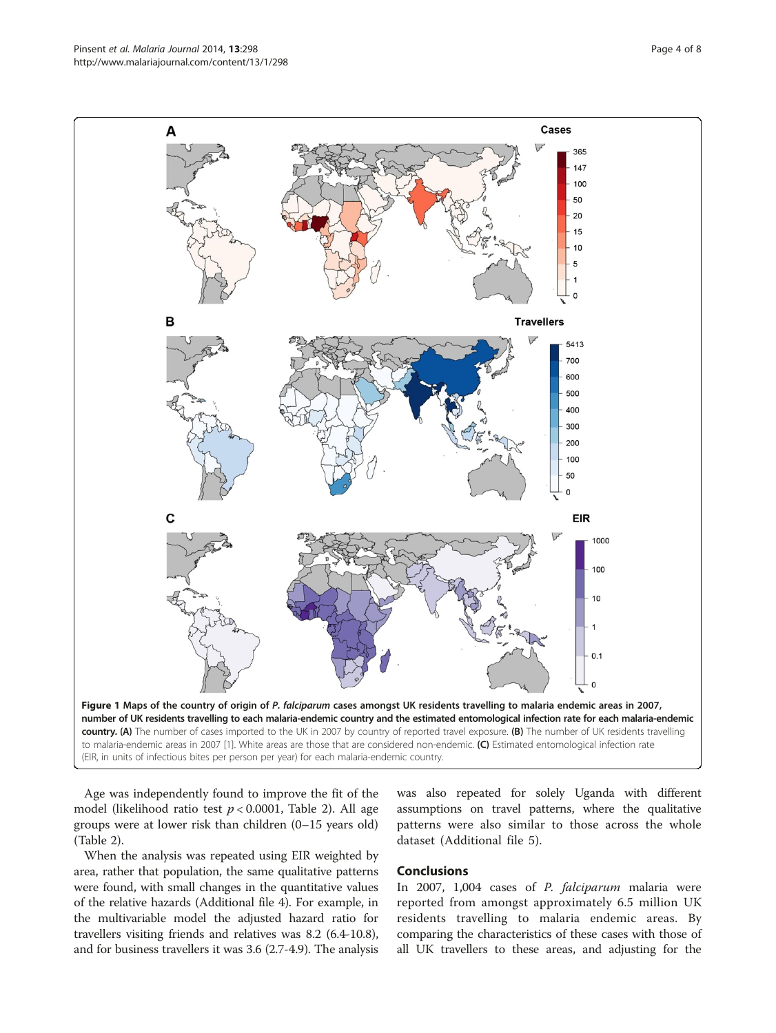**Figure 1 Maps of the country of origin of *P. falciparum* cases amongst UK residents travelling to malaria endemic areas in 2007, number of UK residents travelling to each malaria-endemic country and the estimated entomological infection rate for each malaria-endemic country.** **(A)** The number of cases imported to the UK in 2007 by country of reported travel exposure. **(B)** The number of UK residents travelling to malaria-endemic areas in 2007 [1]. White areas are those that are considered non-endemic. **(C)** Estimated entomological infection rate (EIR, in units of infectious bites per person per year) for each malaria-endemic country.

Age was independently found to improve the fit of the model (likelihood ratio test $p < 0.0001$, Table 2). All age groups were at lower risk than children (0–15 years old) (Table 2).

When the analysis was repeated using EIR weighted by area, rather that population, the same qualitative patterns were found, with small changes in the quantitative values of the relative hazards (Additional file 4). For example, in the multivariable model the adjusted hazard ratio for travellers visiting friends and relatives was 8.2 (6.4-10.8), and for business travellers it was 3.6 (2.7-4.9). The analysis was also repeated for solely Uganda with different assumptions on travel patterns, where the qualitative patterns were also similar to those across the whole dataset (Additional file 5).

## Conclusions

In 2007, 1,004 cases of *P. falciparum* malaria were reported from amongst approximately 6.5 million UK residents travelling to malaria endemic areas. By comparing the characteristics of these cases with those of all UK travellers to these areas, and adjusting for the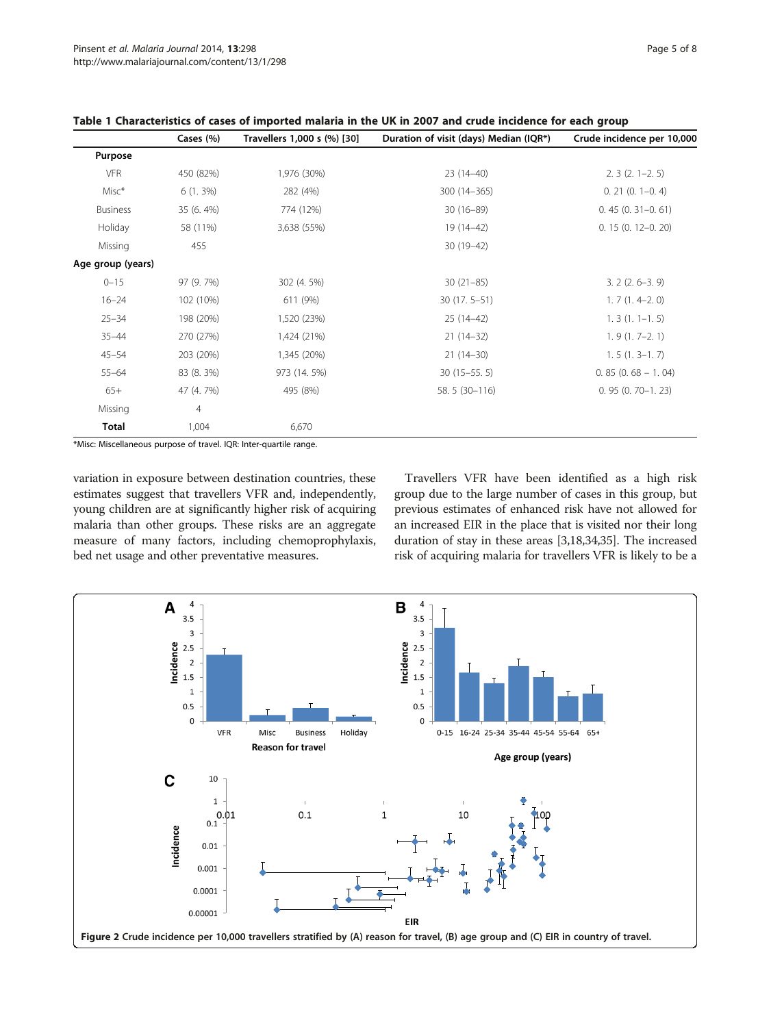**Table 1 Characteristics of cases of imported malaria in the UK in 2007 and crude incidence for each group**

| | Cases (%) | Travellers 1,000 s (%) [30] | Duration of visit (days) Median (IQR*) | Crude incidence per 10,000 |
|---|---|---|---|---|
| **Purpose** | | | | |
| VFR | 450 (82%) | 1,976 (30%) | 23 (14–40) | 2. 3 (2. 1–2. 5) |
| Misc* | 6 (1. 3%) | 282 (4%) | 300 (14–365) | 0. 21 (0. 1–0. 4) |
| Business | 35 (6. 4%) | 774 (12%) | 30 (16–89) | 0. 45 (0. 31–0. 61) |
| Holiday | 58 (11%) | 3,638 (55%) | 19 (14–42) | 0. 15 (0. 12–0. 20) |
| Missing | 455 | | 30 (19–42) | |
| **Age group (years)** | | | | |
| 0–15 | 97 (9. 7%) | 302 (4. 5%) | 30 (21–85) | 3. 2 (2. 6–3. 9) |
| 16–24 | 102 (10%) | 611 (9%) | 30 (17. 5–51) | 1. 7 (1. 4–2. 0) |
| 25–34 | 198 (20%) | 1,520 (23%) | 25 (14–42) | 1. 3 (1. 1–1. 5) |
| 35–44 | 270 (27%) | 1,424 (21%) | 21 (14–32) | 1. 9 (1. 7–2. 1) |
| 45–54 | 203 (20%) | 1,345 (20%) | 21 (14–30) | 1. 5 (1. 3–1. 7) |
| 55–64 | 83 (8. 3%) | 973 (14. 5%) | 30 (15–55. 5) | 0. 85 (0. 68 – 1. 04) |
| 65+ | 47 (4. 7%) | 495 (8%) | 58. 5 (30–116) | 0. 95 (0. 70–1. 23) |
| Missing | 4 | | | |
| **Total** | 1,004 | 6,670 | | |

*Misc: Miscellaneous purpose of travel. IQR: Inter-quartile range.

variation in exposure between destination countries, these estimates suggest that travellers VFR and, independently, young children are at significantly higher risk of acquiring malaria than other groups. These risks are an aggregate measure of many factors, including chemoprophylaxis, bed net usage and other preventative measures.

Travellers VFR have been identified as a high risk group due to the large number of cases in this group, but previous estimates of enhanced risk have not allowed for an increased EIR in the place that is visited nor their long duration of stay in these areas [3,18,34,35]. The increased risk of acquiring malaria for travellers VFR is likely to be a

**Figure 2** Crude incidence per 10,000 travellers stratified by (A) reason for travel, (B) age group and (C) EIR in country of travel.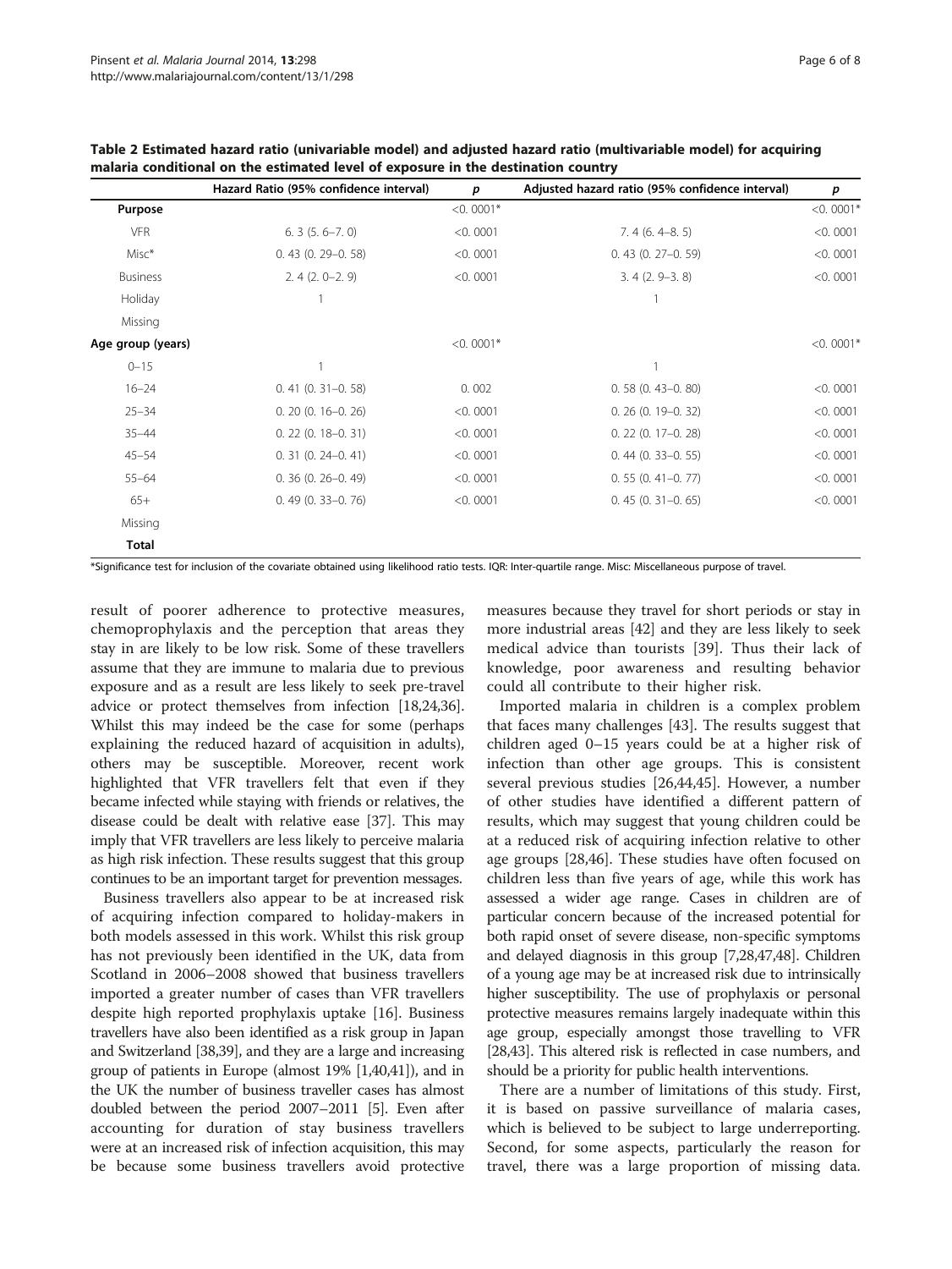**Table 2 Estimated hazard ratio (univariable model) and adjusted hazard ratio (multivariable model) for acquiring malaria conditional on the estimated level of exposure in the destination country**

| | Hazard Ratio (95% confidence interval) | *p* | Adjusted hazard ratio (95% confidence interval) | *p* |
|---|---|---|---|---|
| **Purpose** | | <0. 0001* | | <0. 0001* |
| VFR | 6. 3 (5. 6–7. 0) | <0. 0001 | 7. 4 (6. 4–8. 5) | <0. 0001 |
| Misc* | 0. 43 (0. 29–0. 58) | <0. 0001 | 0. 43 (0. 27–0. 59) | <0. 0001 |
| Business | 2. 4 (2. 0–2. 9) | <0. 0001 | 3. 4 (2. 9–3. 8) | <0. 0001 |
| Holiday | 1 | | 1 | |
| Missing | | | | |
| **Age group (years)** | | <0. 0001* | | <0. 0001* |
| 0–15 | 1 | | 1 | |
| 16–24 | 0. 41 (0. 31–0. 58) | 0. 002 | 0. 58 (0. 43–0. 80) | <0. 0001 |
| 25–34 | 0. 20 (0. 16–0. 26) | <0. 0001 | 0. 26 (0. 19–0. 32) | <0. 0001 |
| 35–44 | 0. 22 (0. 18–0. 31) | <0. 0001 | 0. 22 (0. 17–0. 28) | <0. 0001 |
| 45–54 | 0. 31 (0. 24–0. 41) | <0. 0001 | 0. 44 (0. 33–0. 55) | <0. 0001 |
| 55–64 | 0. 36 (0. 26–0. 49) | <0. 0001 | 0. 55 (0. 41–0. 77) | <0. 0001 |
| 65+ | 0. 49 (0. 33–0. 76) | <0. 0001 | 0. 45 (0. 31–0. 65) | <0. 0001 |
| Missing | | | | |
| **Total** | | | | |

*Significance test for inclusion of the covariate obtained using likelihood ratio tests. IQR: Inter-quartile range. Misc: Miscellaneous purpose of travel.

result of poorer adherence to protective measures, chemoprophylaxis and the perception that areas they stay in are likely to be low risk. Some of these travellers assume that they are immune to malaria due to previous exposure and as a result are less likely to seek pre-travel advice or protect themselves from infection [18,24,36]. Whilst this may indeed be the case for some (perhaps explaining the reduced hazard of acquisition in adults), others may be susceptible. Moreover, recent work highlighted that VFR travellers felt that even if they became infected while staying with friends or relatives, the disease could be dealt with relative ease [37]. This may imply that VFR travellers are less likely to perceive malaria as high risk infection. These results suggest that this group continues to be an important target for prevention messages.

Business travellers also appear to be at increased risk of acquiring infection compared to holiday-makers in both models assessed in this work. Whilst this risk group has not previously been identified in the UK, data from Scotland in 2006–2008 showed that business travellers imported a greater number of cases than VFR travellers despite high reported prophylaxis uptake [16]. Business travellers have also been identified as a risk group in Japan and Switzerland [38,39], and they are a large and increasing group of patients in Europe (almost 19% [1,40,41]), and in the UK the number of business traveller cases has almost doubled between the period 2007–2011 [5]. Even after accounting for duration of stay business travellers were at an increased risk of infection acquisition, this may be because some business travellers avoid protective measures because they travel for short periods or stay in more industrial areas [42] and they are less likely to seek medical advice than tourists [39]. Thus their lack of knowledge, poor awareness and resulting behavior could all contribute to their higher risk.

Imported malaria in children is a complex problem that faces many challenges [43]. The results suggest that children aged 0–15 years could be at a higher risk of infection than other age groups. This is consistent several previous studies [26,44,45]. However, a number of other studies have identified a different pattern of results, which may suggest that young children could be at a reduced risk of acquiring infection relative to other age groups [28,46]. These studies have often focused on children less than five years of age, while this work has assessed a wider age range. Cases in children are of particular concern because of the increased potential for both rapid onset of severe disease, non-specific symptoms and delayed diagnosis in this group [7,28,47,48]. Children of a young age may be at increased risk due to intrinsically higher susceptibility. The use of prophylaxis or personal protective measures remains largely inadequate within this age group, especially amongst those travelling to VFR [28,43]. This altered risk is reflected in case numbers, and should be a priority for public health interventions.

There are a number of limitations of this study. First, it is based on passive surveillance of malaria cases, which is believed to be subject to large underreporting. Second, for some aspects, particularly the reason for travel, there was a large proportion of missing data.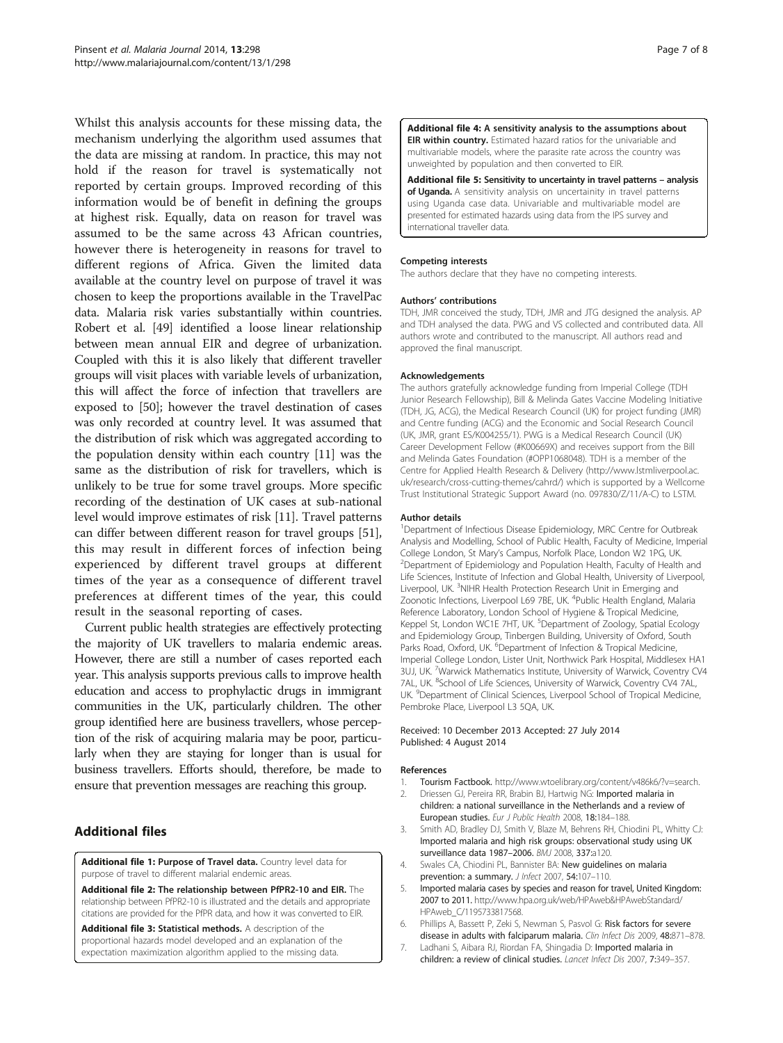Whilst this analysis accounts for these missing data, the mechanism underlying the algorithm used assumes that the data are missing at random. In practice, this may not hold if the reason for travel is systematically not reported by certain groups. Improved recording of this information would be of benefit in defining the groups at highest risk. Equally, data on reason for travel was assumed to be the same across 43 African countries, however there is heterogeneity in reasons for travel to different regions of Africa. Given the limited data available at the country level on purpose of travel it was chosen to keep the proportions available in the TravelPac data. Malaria risk varies substantially within countries. Robert et al. [49] identified a loose linear relationship between mean annual EIR and degree of urbanization. Coupled with this it is also likely that different traveller groups will visit places with variable levels of urbanization, this will affect the force of infection that travellers are exposed to [50]; however the travel destination of cases was only recorded at country level. It was assumed that the distribution of risk which was aggregated according to the population density within each country [11] was the same as the distribution of risk for travellers, which is unlikely to be true for some travel groups. More specific recording of the destination of UK cases at sub-national level would improve estimates of risk [11]. Travel patterns can differ between different reason for travel groups [51], this may result in different forces of infection being experienced by different travel groups at different times of the year as a consequence of different travel preferences at different times of the year, this could result in the seasonal reporting of cases.

Current public health strategies are effectively protecting the majority of UK travellers to malaria endemic areas. However, there are still a number of cases reported each year. This analysis supports previous calls to improve health education and access to prophylactic drugs in immigrant communities in the UK, particularly children. The other group identified here are business travellers, whose perception of the risk of acquiring malaria may be poor, particularly when they are staying for longer than is usual for business travellers. Efforts should, therefore, be made to ensure that prevention messages are reaching this group.

## Additional files

**Additional file 1: Purpose of Travel data.** Country level data for purpose of travel to different malarial endemic areas.

**Additional file 2: The relationship between PfPR2-10 and EIR.** The relationship between PfPR2-10 is illustrated and the details and appropriate citations are provided for the PfPR data, and how it was converted to EIR.

**Additional file 3: Statistical methods.** A description of the proportional hazards model developed and an explanation of the expectation maximization algorithm applied to the missing data.

**Additional file 4: A sensitivity analysis to the assumptions about EIR within country.** Estimated hazard ratios for the univariable and multivariable models, where the parasite rate across the country was unweighted by population and then converted to EIR.

**Additional file 5: Sensitivity to uncertainty in travel patterns – analysis of Uganda.** A sensitivity analysis on uncertainity in travel patterns using Uganda case data. Univariable and multivariable model are presented for estimated hazards using data from the IPS survey and international traveller data.

#### Competing interests

The authors declare that they have no competing interests.

#### Authors' contributions

TDH, JMR conceived the study, TDH, JMR and JTG designed the analysis. AP and TDH analysed the data. PWG and VS collected and contributed data. All authors wrote and contributed to the manuscript. All authors read and approved the final manuscript.

#### Acknowledgements

The authors gratefully acknowledge funding from Imperial College (TDH Junior Research Fellowship), Bill & Melinda Gates Vaccine Modeling Initiative (TDH, JG, ACG), the Medical Research Council (UK) for project funding (JMR) and Centre funding (ACG) and the Economic and Social Research Council (UK, JMR, grant ES/K004255/1). PWG is a Medical Research Council (UK) Career Development Fellow (#K00669X) and receives support from the Bill and Melinda Gates Foundation (#OPP1068048). TDH is a member of the Centre for Applied Health Research & Delivery (http://www.lstmliverpool.ac.uk/research/cross-cutting-themes/cahrd/) which is supported by a Wellcome Trust Institutional Strategic Support Award (no. 097830/Z/11/A-C) to LSTM.

#### Author details

[1]Department of Infectious Disease Epidemiology, MRC Centre for Outbreak Analysis and Modelling, School of Public Health, Faculty of Medicine, Imperial College London, St Mary's Campus, Norfolk Place, London W2 1PG, UK. [2]Department of Epidemiology and Population Health, Faculty of Health and Life Sciences, Institute of Infection and Global Health, University of Liverpool, Liverpool, UK. [3]NIHR Health Protection Research Unit in Emerging and Zoonotic Infections, Liverpool L69 7BE, UK. [4]Public Health England, Malaria Reference Laboratory, London School of Hygiene & Tropical Medicine, Keppel St, London WC1E 7HT, UK. [5]Department of Zoology, Spatial Ecology and Epidemiology Group, Tinbergen Building, University of Oxford, South Parks Road, Oxford, UK. [6]Department of Infection & Tropical Medicine, Imperial College London, Lister Unit, Northwick Park Hospital, Middlesex HA1 3UJ, UK. [7]Warwick Mathematics Institute, University of Warwick, Coventry CV4 7AL, UK. [8]School of Life Sciences, University of Warwick, Coventry CV4 7AL, UK. [9]Department of Clinical Sciences, Liverpool School of Tropical Medicine, Pembroke Place, Liverpool L3 5QA, UK.

Received: 10 December 2013 Accepted: 27 July 2014
Published: 4 August 2014

#### References

1. **Tourism Factbook.** http://www.wtoelibrary.org/content/v486k6/?v=search.
2. Driessen GJ, Pereira RR, Brabin BJ, Hartwig NG: **Imported malaria in children: a national surveillance in the Netherlands and a review of European studies.** *Eur J Public Health* 2008, **18:**184–188.
3. Smith AD, Bradley DJ, Smith V, Blaze M, Behrens RH, Chiodini PL, Whitty CJ: **Imported malaria and high risk groups: observational study using UK surveillance data 1987–2006.** *BMJ* 2008, **337:**a120.
4. Swales CA, Chiodini PL, Bannister BA: **New guidelines on malaria prevention: a summary.** *J Infect* 2007, **54:**107–110.
5. **Imported malaria cases by species and reason for travel, United Kingdom: 2007 to 2011.** http://www.hpa.org.uk/web/HPAweb&HPAwebStandard/HPAweb_C/1195733817568.
6. Phillips A, Bassett P, Zeki S, Newman S, Pasvol G: **Risk factors for severe disease in adults with falciparum malaria.** *Clin Infect Dis* 2009, **48:**871–878.
7. Ladhani S, Aibara RJ, Riordan FA, Shingadia D: **Imported malaria in children: a review of clinical studies.** *Lancet Infect Dis* 2007, **7:**349–357.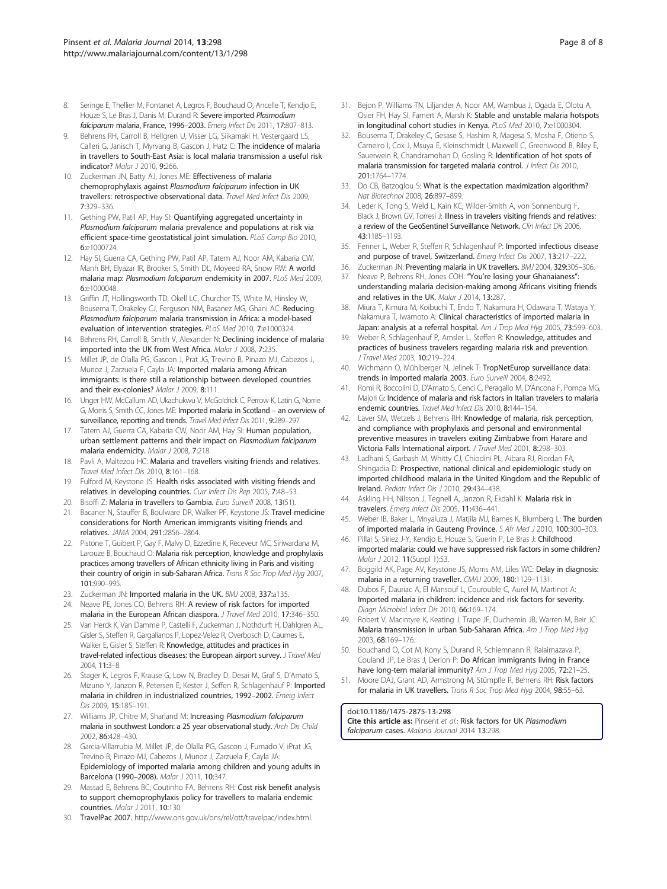8. Seringe E, Thellier M, Fontanet A, Legros F, Bouchaud O, Ancelle T, Kendjo E, Houze S, Le Bras J, Danis M, Durand R: **Severe imported *Plasmodium falciparum* malaria, France, 1996–2003.** *Emerg Infect Dis* 2011, **17**:807–813.
9. Behrens RH, Carroll B, Hellgren U, Visser LG, Siikamaki H, Vestergaard LS, Calleri G, Janisch T, Myrvang B, Gascon J, Hatz C: **The incidence of malaria in travellers to South-East Asia: is local malaria transmission a useful risk indicator?** *Malar J* 2010, **9**:266.
10. Zuckerman JN, Batty AJ, Jones ME: **Effectiveness of malaria chemoprophylaxis against *Plasmodium falciparum* infection in UK travellers: retrospective observational data.** *Travel Med Infect Dis* 2009, **7**:329–336.
11. Gething PW, Patil AP, Hay SI: **Quantifying aggregated uncertainty in *Plasmodium falciparum* malaria prevalence and populations at risk via efficient space-time geostatistical joint simulation.** *PLoS Comp Bio* 2010, **6**:e1000724.
12. Hay SI, Guerra CA, Gething PW, Patil AP, Tatem AJ, Noor AM, Kabaria CW, Manh BH, Elyazar IR, Brooker S, Smith DL, Moyeed RA, Snow RW: **A world malaria map: *Plasmodium falciparum* endemicity in 2007.** *PLoS Med* 2009, **6**:e1000048.
13. Griffin JT, Hollingsworth TD, Okell LC, Churcher TS, White M, Hinsley W, Bousema T, Drakeley CJ, Ferguson NM, Basanez MG, Ghani AC: **Reducing *Plasmodium falciparum* malaria transmission in Africa: a model-based evaluation of intervention strategies.** *PLoS Med* 2010, **7**:e1000324.
14. Behrens RH, Carroll B, Smith V, Alexander N: **Declining incidence of malaria imported into the UK from West Africa.** *Malar J* 2008, **7**:235.
15. Millet JP, de Olalla PG, Gascon J, Prat JG, Trevino B, Pinazo MJ, Cabezos J, Munoz J, Zarzuela F, Cayla JA: **Imported malaria among African immigrants: is there still a relationship between developed countries and their ex-colonies?** *Malar J* 2009, **8**:111.
16. Unger HW, McCallum AD, Ukachukwu V, McGoldrick C, Perrow K, Latin G, Norrie G, Morris S, Smith CC, Jones ME: **Imported malaria in Scotland – an overview of surveillance, reporting and trends.** *Travel Med Infect Dis* 2011, **9**:289–297.
17. Tatem AJ, Guerra CA, Kabaria CW, Noor AM, Hay SI: **Human population, urban settlement patterns and their impact on *Plasmodium falciparum* malaria endemicity.** *Malar J* 2008, **7**:218.
18. Pavli A, Maltezou HC: **Malaria and travellers visiting friends and relatives.** *Travel Med Infect Dis* 2010, **8**:161–168.
19. Fulford M, Keystone JS: **Health risks associated with visiting friends and relatives in developing countries.** *Curr Infect Dis Rep* 2005, **7**:48–53.
20. Bisoffi Z: **Malaria in travellers to Gambia.** *Euro Surveill* 2008, **13**(51).
21. Bacaner N, Stauffer B, Boulware DR, Walker PF, Keystone JS: **Travel medicine considerations for North American immigrants visiting friends and relatives.** *JAMA* 2004, **291**:2856–2864.
22. Pistone T, Guibert P, Gay F, Malvy D, Ezzedine K, Receveur MC, Siriwardana M, Larouze B, Bouchaud O: **Malaria risk perception, knowledge and prophylaxis practices among travellers of African ethnicity living in Paris and visiting their country of origin in sub-Saharan Africa.** *Trans R Soc Trop Med Hyg* 2007, **101**:990–995.
23. Zuckerman JN: **Imported malaria in the UK.** *BMJ* 2008, **337**:a135.
24. Neave PE, Jones CO, Behrens RH: **A review of risk factors for imported malaria in the European African diaspora.** *J Travel Med* 2010, **17**:346–350.
25. Van Herck K, Van Damme P, Castelli F, Zuckerman J, Nothdurft H, Dahlgren AL, Gisler S, Steffen R, Gargalianos P, Lopez-Velez R, Overbosch D, Caumes E, Walker E, Gisler S, Steffen R: **Knowledge, attitudes and practices in travel-related infectious diseases: the European airport survey.** *J Travel Med* 2004, **11**:3–8.
26. Stager K, Legros F, Krause G, Low N, Bradley D, Desai M, Graf S, D'Amato S, Mizuno Y, Janzon R, Petersen E, Kester J, Seffen R, Schlagenhauf P: **Imported malaria in children in industrialized countries, 1992–2002.** *Emerg Infect Dis* 2009, **15**:185–191.
27. Williams JP, Chitre M, Sharland M: **Increasing *Plasmodium falciparum* malaria in southwest London: a 25 year observational study.** *Arch Dis Child* 2002, **86**:428–430.
28. Garcia-Villarrubia M, Millet JP, de Olalla PG, Gascon J, Fumado V, iPrat JG, Trevino B, Pinazo MJ, Cabezos J, Munoz J, Zarzuela F, Cayla JA: **Epidemiology of imported malaria among children and young adults in Barcelona (1990–2008).** *Malar J* 2011, **10**:347.
29. Massad E, Behrens BC, Coutinho FA, Behrens RH: **Cost risk benefit analysis to support chemoprophylaxis policy for travellers to malaria endemic countries.** *Malar J* 2011, **10**:130.
30. TravelPac 2007. http://www.ons.gov.uk/ons/rel/ott/travelpac/index.html.
31. Bejon P, Williams TN, Liljander A, Noor AM, Wambua J, Ogada E, Olotu A, Osier FH, Hay SI, Farnert A, Marsh K: **Stable and unstable malaria hotspots in longitudinal cohort studies in Kenya.** *PLoS Med* 2010, **7**:e1000304.
32. Bousema T, Drakeley C, Gesase S, Hashim R, Magesa S, Mosha F, Otieno S, Carneiro I, Cox J, Msuya E, Kleinschmidt I, Maxwell C, Greenwood B, Riley E, Sauerwein R, Chandramohan D, Gosling R: **Identification of hot spots of malaria transmission for targeted malaria control.** *J Infect Dis* 2010, **201**:1764–1774.
33. Do CB, Batzoglou S: **What is the expectation maximization algorithm?** *Nat Biotechnol* 2008, **26**:897–899.
34. Leder K, Tong S, Weld L, Kain KC, Wilder-Smith A, von Sonnenburg F, Black J, Brown GV, Torresi J: **Illness in travelers visiting friends and relatives: a review of the GeoSentinel Surveillance Network.** *Clin Infect Dis* 2006, **43**:1185–1193.
35. Fenner L, Weber R, Steffen R, Schlagenhauf P: **Imported infectious disease and purpose of travel, Switzerland.** *Emerg Infect Dis* 2007, **13**:217–222.
36. Zuckerman JN: **Preventing malaria in UK travellers.** *BMJ* 2004, **329**:305–306.
37. Neave P, Behrens RH, Jones COH: **"You're losing your Ghanaianess": understanding malaria decision-making among Africans visiting friends and relatives in the UK.** *Malar J* 2014, **13**:287.
38. Miura T, Kimura M, Koibuchi T, Endo T, Nakamura H, Odawara T, Wataya Y, Nakamura T, Iwamoto A: **Clinical characteristics of imported malaria in Japan: analysis at a referral hospital.** *Am J Trop Med Hyg* 2005, **73**:599–603.
39. Weber R, Schlagenhauf P, Amsler L, Steffen R: **Knowledge, attitudes and practices of business travelers regarding malaria risk and prevention.** *J Travel Med* 2003, **10**:219–224.
40. Wichmann O, Mühlberger N, Jelinek T: **TropNetEurop surveillance data: trends in imported malaria 2003.** *Euro Surveill* 2004, **8**:2492.
41. Romi R, Boccolini D, D'Amato S, Cenci C, Peragallo M, D'Ancona F, Pompa MG, Majori G: **Incidence of malaria and risk factors in Italian travelers to malaria endemic countries.** *Travel Med Infect Dis* 2010, **8**:144–154.
42. Laver SM, Wetzels J, Behrens RH: **Knowledge of malaria, risk perception, and compliance with prophylaxis and personal and environmental preventive measures in travelers exiting Zimbabwe from Harare and Victoria Falls International airport.** *J Travel Med* 2001, **8**:298–303.
43. Ladhani S, Garbash M, Whitty CJ, Chiodini PL, Aibara RJ, Riordan FA, Shingadia D: **Prospective, national clinical and epidemiologic study on imported childhood malaria in the United Kingdom and the Republic of Ireland.** *Pediatr Infect Dis J* 2010, **29**:434–438.
44. Askling HH, Nilsson J, Tegnell A, Janzon R, Ekdahl K: **Malaria risk in travelers.** *Emerg Infect Dis* 2005, **11**:436–441.
45. Weber IB, Baker L, Mnyaluza J, Matjila MJ, Barnes K, Blumberg L: **The burden of imported malaria in Gauteng Province.** *S Afr Med J* 2010, **100**:300–303.
46. Pillai S, Siriez J-Y, Kendjo E, Houze S, Guerin P, Le Bras J: **Childhood imported malaria: could we have suppressed risk factors in some children?** *Malar J* 2012, **11**(Suppl 1):53.
47. Boggild AK, Page AV, Keystone JS, Morris AM, Liles WC: **Delay in diagnosis: malaria in a returning traveller.** *CMAJ* 2009, **180**:1129–1131.
48. Dubos F, Dauriac A, El Mansouf L, Courouble C, Aurel M, Martinot A: **Imported malaria in children: incidence and risk factors for severity.** *Diagn Microbiol Infect Dis* 2010, **66**:169–174.
49. Robert V, Macintyre K, Keating J, Trape JF, Duchemin JB, Warren M, Beir JC: **Malaria transmission in urban Sub-Saharan Africa.** *Am J Trop Med Hyg* 2003, **68**:169–176.
50. Bouchaud O, Cot M, Kony S, Durand R, Schiemnann R, Ralaimazava P, Couland JP, Le Bras J, Deloron P: **Do African immigrants living in France have long-tern malarial immunity?** *Am J Trop Med Hyg* 2005, **72**:21–25.
51. Moore DAJ, Grant AD, Armstrong M, Stümpfle R, Behrens RH: **Risk factors for malaria in UK travellers.** *Trans R Soc Trop Med Hyg* 2004, **98**:55–63.

doi:10.1186/1475-2875-13-298

**Cite this article as:** Pinsent *et al.*: Risk factors for UK *Plasmodium falciparum* cases. *Malaria Journal* 2014 **13**:298.